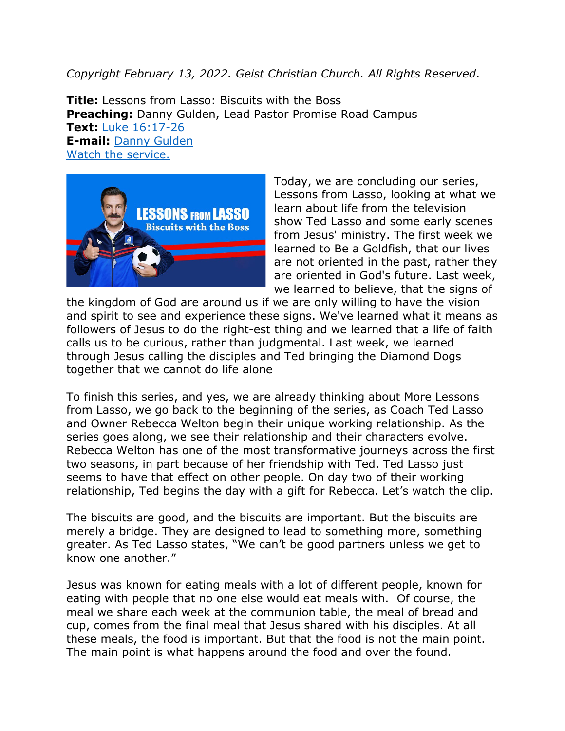*Copyright February 13, 2022. Geist Christian Church. All Rights Reserved*.

**Title:** Lessons from Lasso: Biscuits with the Boss
**Preaching:** Danny Gulden, Lead Pastor Promise Road Campus
**Text:** Luke 16:17-26
**E-mail:** Danny Gulden
Watch the service.

Today, we are concluding our series, Lessons from Lasso, looking at what we learn about life from the television show Ted Lasso and some early scenes from Jesus' ministry. The first week we learned to Be a Goldfish, that our lives are not oriented in the past, rather they are oriented in God's future. Last week, we learned to believe, that the signs of the kingdom of God are around us if we are only willing to have the vision and spirit to see and experience these signs. We've learned what it means as followers of Jesus to do the right-est thing and we learned that a life of faith calls us to be curious, rather than judgmental. Last week, we learned through Jesus calling the disciples and Ted bringing the Diamond Dogs together that we cannot do life alone

To finish this series, and yes, we are already thinking about More Lessons from Lasso, we go back to the beginning of the series, as Coach Ted Lasso and Owner Rebecca Welton begin their unique working relationship. As the series goes along, we see their relationship and their characters evolve. Rebecca Welton has one of the most transformative journeys across the first two seasons, in part because of her friendship with Ted. Ted Lasso just seems to have that effect on other people. On day two of their working relationship, Ted begins the day with a gift for Rebecca. Let's watch the clip.

The biscuits are good, and the biscuits are important. But the biscuits are merely a bridge. They are designed to lead to something more, something greater. As Ted Lasso states, "We can't be good partners unless we get to know one another."

Jesus was known for eating meals with a lot of different people, known for eating with people that no one else would eat meals with. Of course, the meal we share each week at the communion table, the meal of bread and cup, comes from the final meal that Jesus shared with his disciples. At all these meals, the food is important. But that the food is not the main point. The main point is what happens around the food and over the found.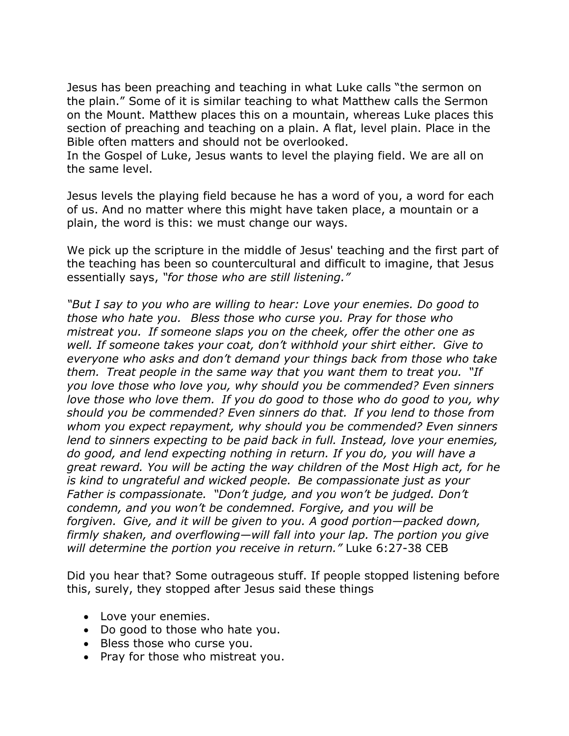Jesus has been preaching and teaching in what Luke calls "the sermon on the plain." Some of it is similar teaching to what Matthew calls the Sermon on the Mount. Matthew places this on a mountain, whereas Luke places this section of preaching and teaching on a plain. A flat, level plain. Place in the Bible often matters and should not be overlooked.
In the Gospel of Luke, Jesus wants to level the playing field. We are all on the same level.

Jesus levels the playing field because he has a word of you, a word for each of us. And no matter where this might have taken place, a mountain or a plain, the word is this: we must change our ways.

We pick up the scripture in the middle of Jesus' teaching and the first part of the teaching has been so countercultural and difficult to imagine, that Jesus essentially says, *"for those who are still listening."*

*"But I say to you who are willing to hear: Love your enemies. Do good to those who hate you. Bless those who curse you. Pray for those who mistreat you. If someone slaps you on the cheek, offer the other one as well. If someone takes your coat, don't withhold your shirt either. Give to everyone who asks and don't demand your things back from those who take them. Treat people in the same way that you want them to treat you. "If you love those who love you, why should you be commended? Even sinners love those who love them. If you do good to those who do good to you, why should you be commended? Even sinners do that. If you lend to those from whom you expect repayment, why should you be commended? Even sinners lend to sinners expecting to be paid back in full. Instead, love your enemies, do good, and lend expecting nothing in return. If you do, you will have a great reward. You will be acting the way children of the Most High act, for he is kind to ungrateful and wicked people. Be compassionate just as your Father is compassionate. "Don't judge, and you won't be judged. Don't condemn, and you won't be condemned. Forgive, and you will be forgiven. Give, and it will be given to you. A good portion—packed down, firmly shaken, and overflowing—will fall into your lap. The portion you give will determine the portion you receive in return."* Luke 6:27-38 CEB

Did you hear that? Some outrageous stuff. If people stopped listening before this, surely, they stopped after Jesus said these things

- Love your enemies.
- Do good to those who hate you.
- Bless those who curse you.
- Pray for those who mistreat you.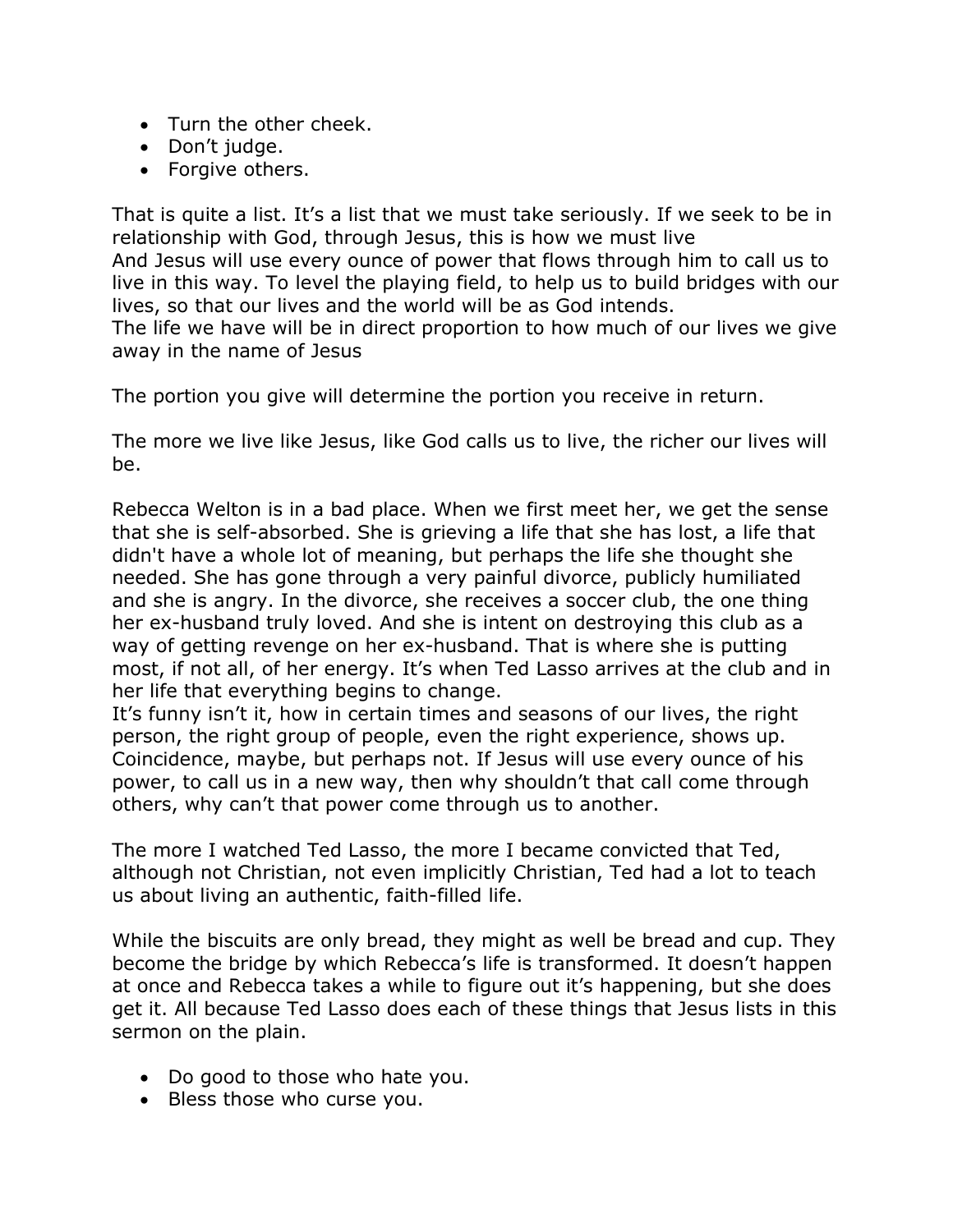- Turn the other cheek.
- Don't judge.
- Forgive others.

That is quite a list. It's a list that we must take seriously. If we seek to be in relationship with God, through Jesus, this is how we must live
And Jesus will use every ounce of power that flows through him to call us to live in this way. To level the playing field, to help us to build bridges with our lives, so that our lives and the world will be as God intends.
The life we have will be in direct proportion to how much of our lives we give away in the name of Jesus

The portion you give will determine the portion you receive in return.

The more we live like Jesus, like God calls us to live, the richer our lives will be.

Rebecca Welton is in a bad place. When we first meet her, we get the sense that she is self-absorbed. She is grieving a life that she has lost, a life that didn't have a whole lot of meaning, but perhaps the life she thought she needed. She has gone through a very painful divorce, publicly humiliated and she is angry. In the divorce, she receives a soccer club, the one thing her ex-husband truly loved. And she is intent on destroying this club as a way of getting revenge on her ex-husband. That is where she is putting most, if not all, of her energy. It's when Ted Lasso arrives at the club and in her life that everything begins to change.
It's funny isn't it, how in certain times and seasons of our lives, the right person, the right group of people, even the right experience, shows up. Coincidence, maybe, but perhaps not. If Jesus will use every ounce of his power, to call us in a new way, then why shouldn't that call come through others, why can't that power come through us to another.

The more I watched Ted Lasso, the more I became convicted that Ted, although not Christian, not even implicitly Christian, Ted had a lot to teach us about living an authentic, faith-filled life.

While the biscuits are only bread, they might as well be bread and cup. They become the bridge by which Rebecca's life is transformed. It doesn't happen at once and Rebecca takes a while to figure out it's happening, but she does get it. All because Ted Lasso does each of these things that Jesus lists in this sermon on the plain.

- Do good to those who hate you.
- Bless those who curse you.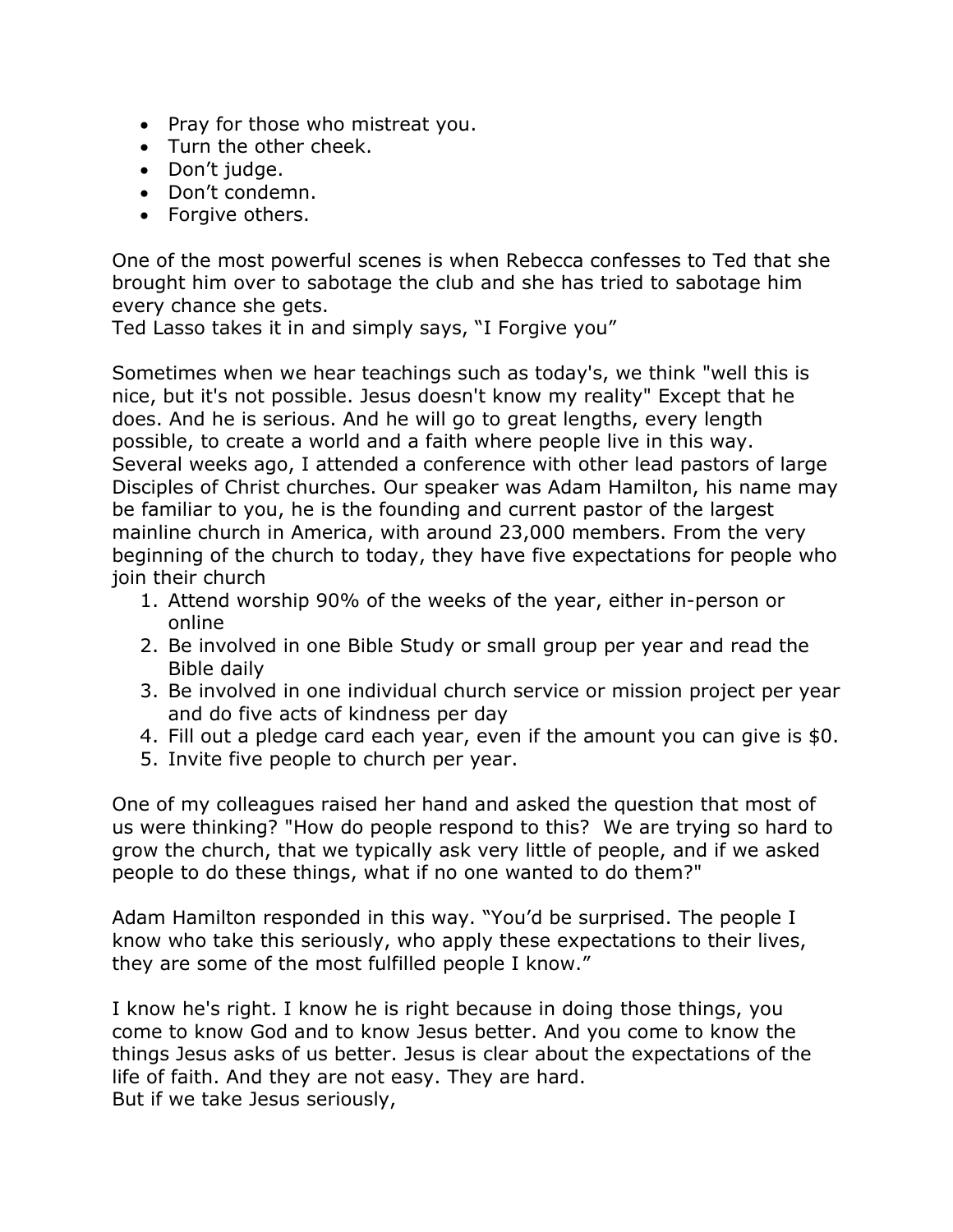- Pray for those who mistreat you.
- Turn the other cheek.
- Don't judge.
- Don't condemn.
- Forgive others.

One of the most powerful scenes is when Rebecca confesses to Ted that she brought him over to sabotage the club and she has tried to sabotage him every chance she gets.
Ted Lasso takes it in and simply says, "I Forgive you"

Sometimes when we hear teachings such as today's, we think "well this is nice, but it's not possible. Jesus doesn't know my reality" Except that he does. And he is serious. And he will go to great lengths, every length possible, to create a world and a faith where people live in this way.
Several weeks ago, I attended a conference with other lead pastors of large Disciples of Christ churches. Our speaker was Adam Hamilton, his name may be familiar to you, he is the founding and current pastor of the largest mainline church in America, with around 23,000 members. From the very beginning of the church to today, they have five expectations for people who join their church

1. Attend worship 90% of the weeks of the year, either in-person or online
2. Be involved in one Bible Study or small group per year and read the Bible daily
3. Be involved in one individual church service or mission project per year and do five acts of kindness per day
4. Fill out a pledge card each year, even if the amount you can give is $0.
5. Invite five people to church per year.

One of my colleagues raised her hand and asked the question that most of us were thinking? "How do people respond to this? We are trying so hard to grow the church, that we typically ask very little of people, and if we asked people to do these things, what if no one wanted to do them?"

Adam Hamilton responded in this way. "You'd be surprised. The people I know who take this seriously, who apply these expectations to their lives, they are some of the most fulfilled people I know."

I know he's right. I know he is right because in doing those things, you come to know God and to know Jesus better. And you come to know the things Jesus asks of us better. Jesus is clear about the expectations of the life of faith. And they are not easy. They are hard.
But if we take Jesus seriously,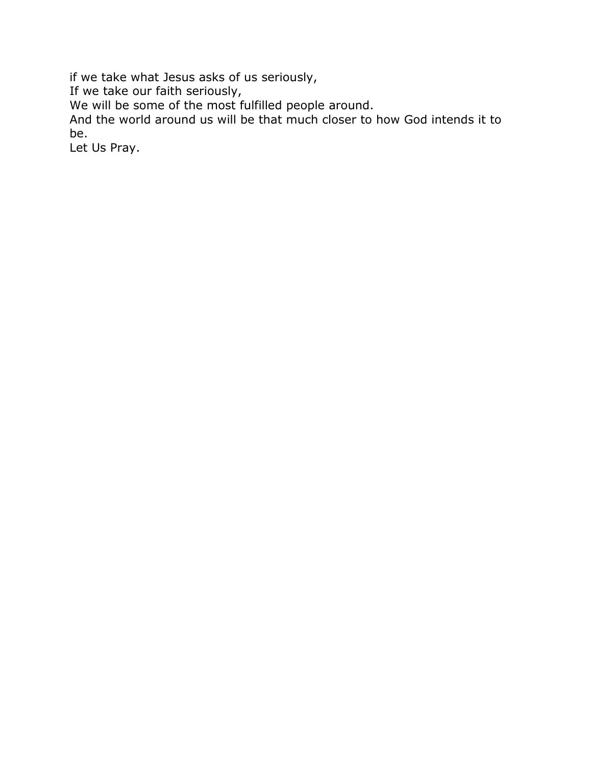if we take what Jesus asks of us seriously,
If we take our faith seriously,
We will be some of the most fulfilled people around.
And the world around us will be that much closer to how God intends it to be.
Let Us Pray.